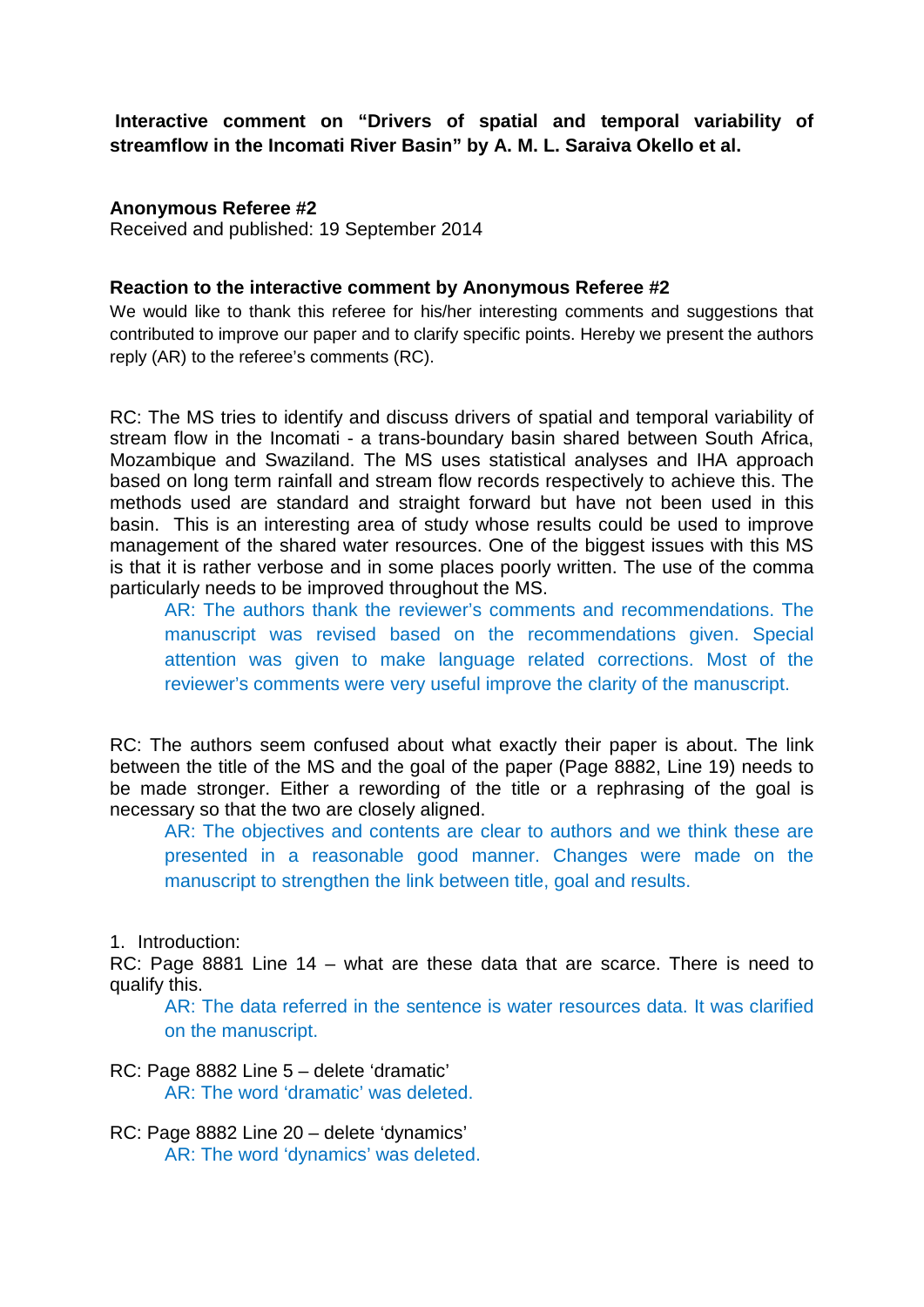**Interactive comment on "Drivers of spatial and temporal variability of streamflow in the Incomati River Basin" by A. M. L. Saraiva Okello et al.**

**Anonymous Referee #2**
Received and published: 19 September 2014

**Reaction to the interactive comment by Anonymous Referee #2**

We would like to thank this referee for his/her interesting comments and suggestions that contributed to improve our paper and to clarify specific points. Hereby we present the authors reply (AR) to the referee's comments (RC).

RC: The MS tries to identify and discuss drivers of spatial and temporal variability of stream flow in the Incomati - a trans-boundary basin shared between South Africa, Mozambique and Swaziland. The MS uses statistical analyses and IHA approach based on long term rainfall and stream flow records respectively to achieve this. The methods used are standard and straight forward but have not been used in this basin. This is an interesting area of study whose results could be used to improve management of the shared water resources. One of the biggest issues with this MS is that it is rather verbose and in some places poorly written. The use of the comma particularly needs to be improved throughout the MS.

> AR: The authors thank the reviewer's comments and recommendations. The manuscript was revised based on the recommendations given. Special attention was given to make language related corrections. Most of the reviewer's comments were very useful improve the clarity of the manuscript.

RC: The authors seem confused about what exactly their paper is about. The link between the title of the MS and the goal of the paper (Page 8882, Line 19) needs to be made stronger. Either a rewording of the title or a rephrasing of the goal is necessary so that the two are closely aligned.

> AR: The objectives and contents are clear to authors and we think these are presented in a reasonable good manner. Changes were made on the manuscript to strengthen the link between title, goal and results.

1. Introduction:

RC: Page 8881 Line 14 – what are these data that are scarce. There is need to qualify this.

> AR: The data referred in the sentence is water resources data. It was clarified on the manuscript.

RC: Page 8882 Line 5 – delete 'dramatic'

> AR: The word 'dramatic' was deleted.

RC: Page 8882 Line 20 – delete 'dynamics'

> AR: The word 'dynamics' was deleted.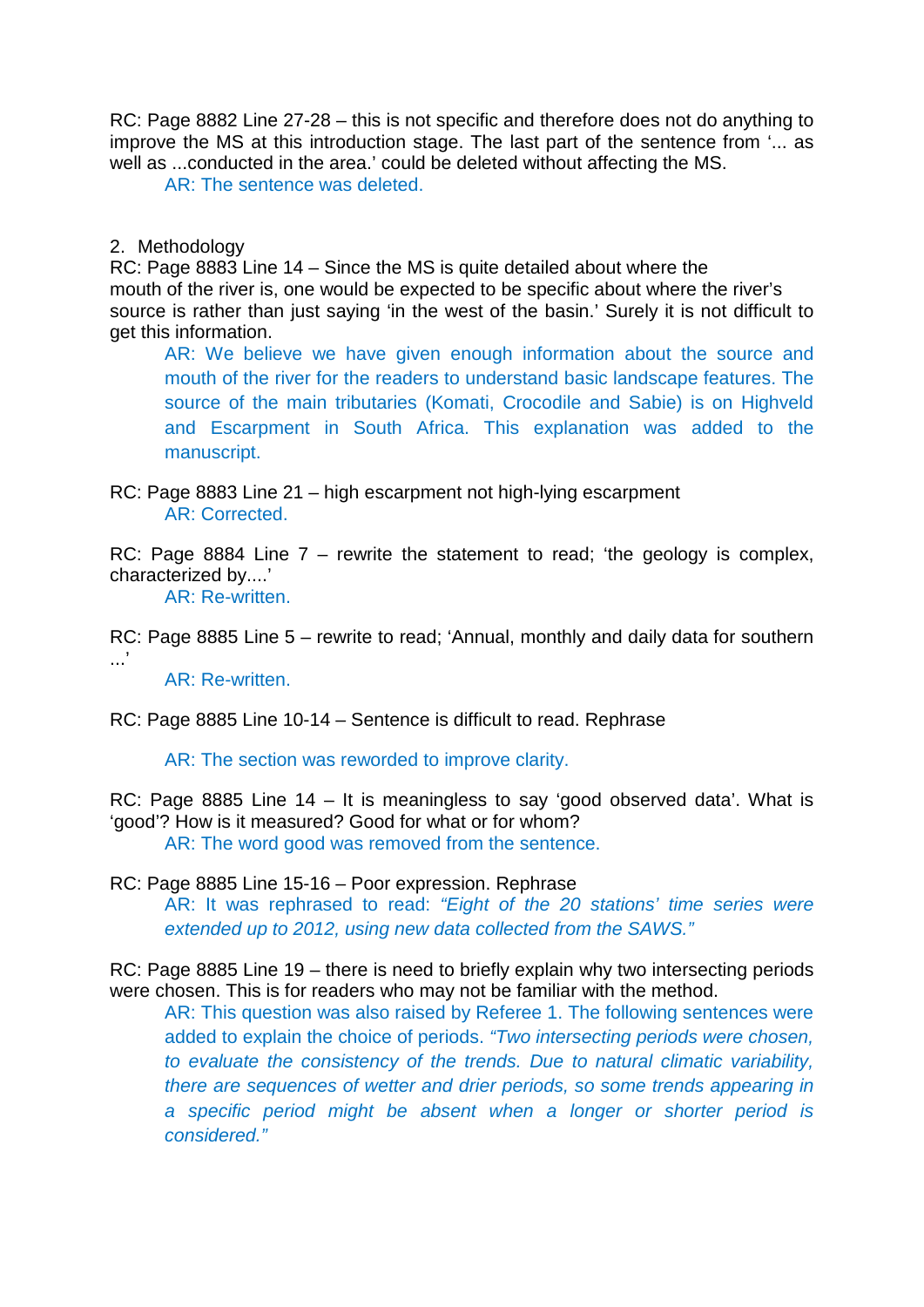RC: Page 8882 Line 27-28 – this is not specific and therefore does not do anything to improve the MS at this introduction stage. The last part of the sentence from '... as well as ...conducted in the area.' could be deleted without affecting the MS.

AR: The sentence was deleted.

2. Methodology

RC: Page 8883 Line 14 – Since the MS is quite detailed about where the mouth of the river is, one would be expected to be specific about where the river's source is rather than just saying 'in the west of the basin.' Surely it is not difficult to get this information.

AR: We believe we have given enough information about the source and mouth of the river for the readers to understand basic landscape features. The source of the main tributaries (Komati, Crocodile and Sabie) is on Highveld and Escarpment in South Africa. This explanation was added to the manuscript.

RC: Page 8883 Line 21 – high escarpment not high-lying escarpment

AR: Corrected.

RC: Page 8884 Line 7 – rewrite the statement to read; 'the geology is complex, characterized by....'

AR: Re-written.

RC: Page 8885 Line 5 – rewrite to read; 'Annual, monthly and daily data for southern ...'

AR: Re-written.

RC: Page 8885 Line 10-14 – Sentence is difficult to read. Rephrase

AR: The section was reworded to improve clarity.

RC: Page 8885 Line 14 – It is meaningless to say 'good observed data'. What is 'good'? How is it measured? Good for what or for whom?

AR: The word good was removed from the sentence.

RC: Page 8885 Line 15-16 – Poor expression. Rephrase

AR: It was rephrased to read: *"Eight of the 20 stations' time series were extended up to 2012, using new data collected from the SAWS."*

RC: Page 8885 Line 19 – there is need to briefly explain why two intersecting periods were chosen. This is for readers who may not be familiar with the method.

AR: This question was also raised by Referee 1. The following sentences were added to explain the choice of periods. *"Two intersecting periods were chosen, to evaluate the consistency of the trends. Due to natural climatic variability, there are sequences of wetter and drier periods, so some trends appearing in a specific period might be absent when a longer or shorter period is considered."*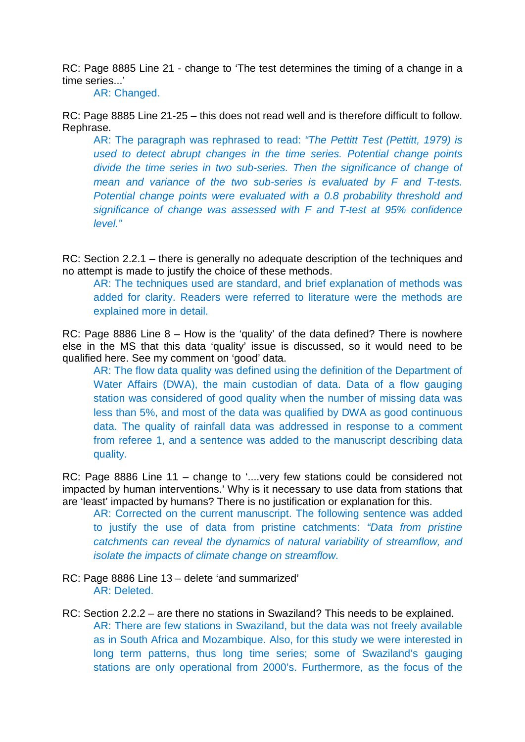RC: Page 8885 Line 21 - change to 'The test determines the timing of a change in a time series...'

AR: Changed.

RC: Page 8885 Line 21-25 – this does not read well and is therefore difficult to follow. Rephrase.

AR: The paragraph was rephrased to read: *"The Pettitt Test (Pettitt, 1979) is used to detect abrupt changes in the time series. Potential change points divide the time series in two sub-series. Then the significance of change of mean and variance of the two sub-series is evaluated by F and T-tests. Potential change points were evaluated with a 0.8 probability threshold and significance of change was assessed with F and T-test at 95% confidence level."*

RC: Section 2.2.1 – there is generally no adequate description of the techniques and no attempt is made to justify the choice of these methods.

AR: The techniques used are standard, and brief explanation of methods was added for clarity. Readers were referred to literature were the methods are explained more in detail.

RC: Page 8886 Line 8 – How is the 'quality' of the data defined? There is nowhere else in the MS that this data 'quality' issue is discussed, so it would need to be qualified here. See my comment on 'good' data.

AR: The flow data quality was defined using the definition of the Department of Water Affairs (DWA), the main custodian of data. Data of a flow gauging station was considered of good quality when the number of missing data was less than 5%, and most of the data was qualified by DWA as good continuous data. The quality of rainfall data was addressed in response to a comment from referee 1, and a sentence was added to the manuscript describing data quality.

RC: Page 8886 Line 11 – change to '....very few stations could be considered not impacted by human interventions.' Why is it necessary to use data from stations that are 'least' impacted by humans? There is no justification or explanation for this.

AR: Corrected on the current manuscript. The following sentence was added to justify the use of data from pristine catchments: *"Data from pristine catchments can reveal the dynamics of natural variability of streamflow, and isolate the impacts of climate change on streamflow.*

RC: Page 8886 Line 13 – delete 'and summarized'

AR: Deleted.

RC: Section 2.2.2 – are there no stations in Swaziland? This needs to be explained.

AR: There are few stations in Swaziland, but the data was not freely available as in South Africa and Mozambique. Also, for this study we were interested in long term patterns, thus long time series; some of Swaziland's gauging stations are only operational from 2000's. Furthermore, as the focus of the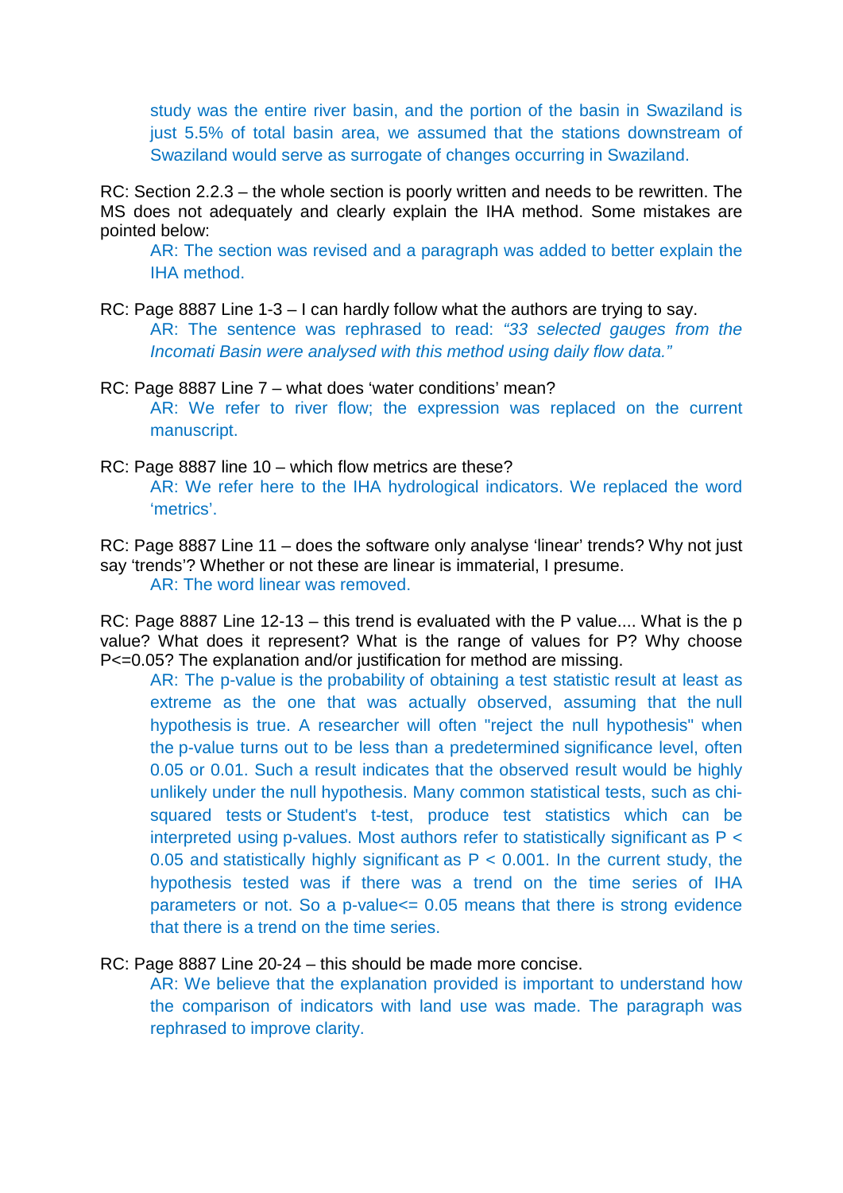study was the entire river basin, and the portion of the basin in Swaziland is just 5.5% of total basin area, we assumed that the stations downstream of Swaziland would serve as surrogate of changes occurring in Swaziland.

RC: Section 2.2.3 – the whole section is poorly written and needs to be rewritten. The MS does not adequately and clearly explain the IHA method. Some mistakes are pointed below:

> AR: The section was revised and a paragraph was added to better explain the IHA method.

RC: Page 8887 Line 1-3 – I can hardly follow what the authors are trying to say.

> AR: The sentence was rephrased to read: *"33 selected gauges from the Incomati Basin were analysed with this method using daily flow data."*

RC: Page 8887 Line 7 – what does 'water conditions' mean?

> AR: We refer to river flow; the expression was replaced on the current manuscript.

RC: Page 8887 line 10 – which flow metrics are these?

> AR: We refer here to the IHA hydrological indicators. We replaced the word 'metrics'.

RC: Page 8887 Line 11 – does the software only analyse 'linear' trends? Why not just say 'trends'? Whether or not these are linear is immaterial, I presume.

> AR: The word linear was removed.

RC: Page 8887 Line 12-13 – this trend is evaluated with the P value.... What is the p value? What does it represent? What is the range of values for P? Why choose $P<=0.05$? The explanation and/or justification for method are missing.

> AR: The p-value is the probability of obtaining a test statistic result at least as extreme as the one that was actually observed, assuming that the null hypothesis is true. A researcher will often "reject the null hypothesis" when the p-value turns out to be less than a predetermined significance level, often 0.05 or 0.01. Such a result indicates that the observed result would be highly unlikely under the null hypothesis. Many common statistical tests, such as chi-squared tests or Student's t-test, produce test statistics which can be interpreted using p-values. Most authors refer to statistically significant as $P < 0.05$ and statistically highly significant as $P < 0.001$. In the current study, the hypothesis tested was if there was a trend on the time series of IHA parameters or not. So a p-value$<=$ 0.05 means that there is strong evidence that there is a trend on the time series.

RC: Page 8887 Line 20-24 – this should be made more concise.

> AR: We believe that the explanation provided is important to understand how the comparison of indicators with land use was made. The paragraph was rephrased to improve clarity.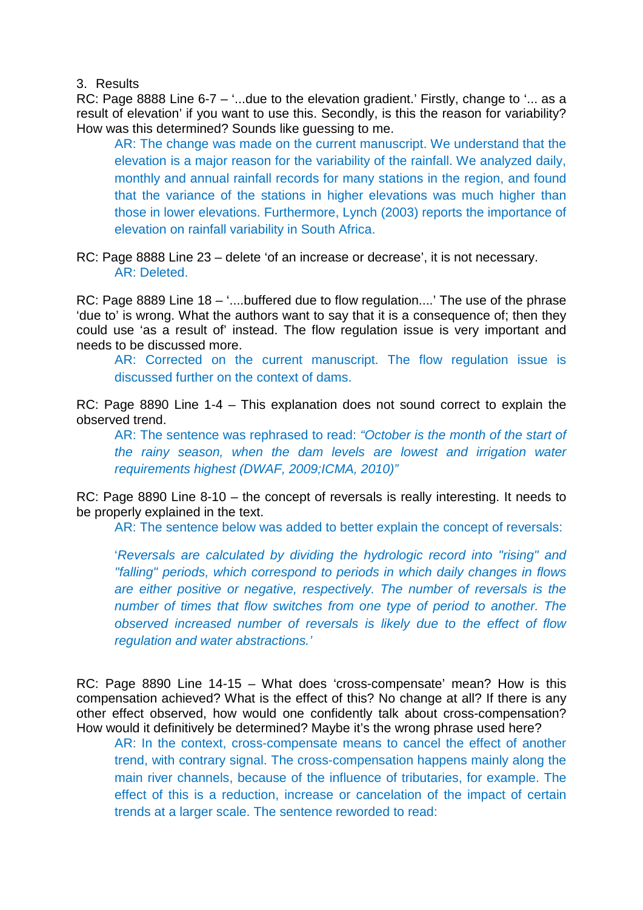3. Results

RC: Page 8888 Line 6-7 – '...due to the elevation gradient.' Firstly, change to '... as a result of elevation' if you want to use this. Secondly, is this the reason for variability? How was this determined? Sounds like guessing to me.

> AR: The change was made on the current manuscript. We understand that the elevation is a major reason for the variability of the rainfall. We analyzed daily, monthly and annual rainfall records for many stations in the region, and found that the variance of the stations in higher elevations was much higher than those in lower elevations. Furthermore, Lynch (2003) reports the importance of elevation on rainfall variability in South Africa.

RC: Page 8888 Line 23 – delete 'of an increase or decrease', it is not necessary.

> AR: Deleted.

RC: Page 8889 Line 18 – '....buffered due to flow regulation....' The use of the phrase 'due to' is wrong. What the authors want to say that it is a consequence of; then they could use 'as a result of' instead. The flow regulation issue is very important and needs to be discussed more.

> AR: Corrected on the current manuscript. The flow regulation issue is discussed further on the context of dams.

RC: Page 8890 Line 1-4 – This explanation does not sound correct to explain the observed trend.

> AR: The sentence was rephrased to read: *"October is the month of the start of the rainy season, when the dam levels are lowest and irrigation water requirements highest (DWAF, 2009;ICMA, 2010)"*

RC: Page 8890 Line 8-10 – the concept of reversals is really interesting. It needs to be properly explained in the text.

> AR: The sentence below was added to better explain the concept of reversals:
>
> '*Reversals are calculated by dividing the hydrologic record into "rising" and "falling" periods, which correspond to periods in which daily changes in flows are either positive or negative, respectively. The number of reversals is the number of times that flow switches from one type of period to another. The observed increased number of reversals is likely due to the effect of flow regulation and water abstractions.'*

RC: Page 8890 Line 14-15 – What does 'cross-compensate' mean? How is this compensation achieved? What is the effect of this? No change at all? If there is any other effect observed, how would one confidently talk about cross-compensation? How would it definitively be determined? Maybe it's the wrong phrase used here?

> AR: In the context, cross-compensate means to cancel the effect of another trend, with contrary signal. The cross-compensation happens mainly along the main river channels, because of the influence of tributaries, for example. The effect of this is a reduction, increase or cancelation of the impact of certain trends at a larger scale. The sentence reworded to read: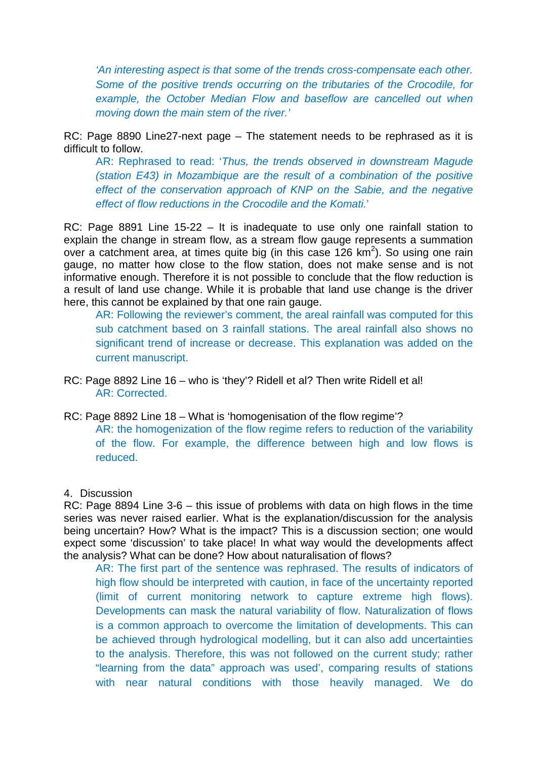*'An interesting aspect is that some of the trends cross-compensate each other. Some of the positive trends occurring on the tributaries of the Crocodile, for example, the October Median Flow and baseflow are cancelled out when moving down the main stem of the river.'*

RC: Page 8890 Line27-next page – The statement needs to be rephrased as it is difficult to follow.

> AR: Rephrased to read: '*Thus, the trends observed in downstream Magude (station E43) in Mozambique are the result of a combination of the positive effect of the conservation approach of KNP on the Sabie, and the negative effect of flow reductions in the Crocodile and the Komati.*'

RC: Page 8891 Line 15-22 – It is inadequate to use only one rainfall station to explain the change in stream flow, as a stream flow gauge represents a summation over a catchment area, at times quite big (in this case 126 $km^2$). So using one rain gauge, no matter how close to the flow station, does not make sense and is not informative enough. Therefore it is not possible to conclude that the flow reduction is a result of land use change. While it is probable that land use change is the driver here, this cannot be explained by that one rain gauge.

> AR: Following the reviewer's comment, the areal rainfall was computed for this sub catchment based on 3 rainfall stations. The areal rainfall also shows no significant trend of increase or decrease. This explanation was added on the current manuscript.

RC: Page 8892 Line 16 – who is 'they'? Ridell et al? Then write Ridell et al!

> AR: Corrected.

RC: Page 8892 Line 18 – What is 'homogenisation of the flow regime'?

> AR: the homogenization of the flow regime refers to reduction of the variability of the flow. For example, the difference between high and low flows is reduced.

4. Discussion

RC: Page 8894 Line 3-6 – this issue of problems with data on high flows in the time series was never raised earlier. What is the explanation/discussion for the analysis being uncertain? How? What is the impact? This is a discussion section; one would expect some 'discussion' to take place! In what way would the developments affect the analysis? What can be done? How about naturalisation of flows?

> AR: The first part of the sentence was rephrased. The results of indicators of high flow should be interpreted with caution, in face of the uncertainty reported (limit of current monitoring network to capture extreme high flows). Developments can mask the natural variability of flow. Naturalization of flows is a common approach to overcome the limitation of developments. This can be achieved through hydrological modelling, but it can also add uncertainties to the analysis. Therefore, this was not followed on the current study; rather "learning from the data" approach was used', comparing results of stations with near natural conditions with those heavily managed. We do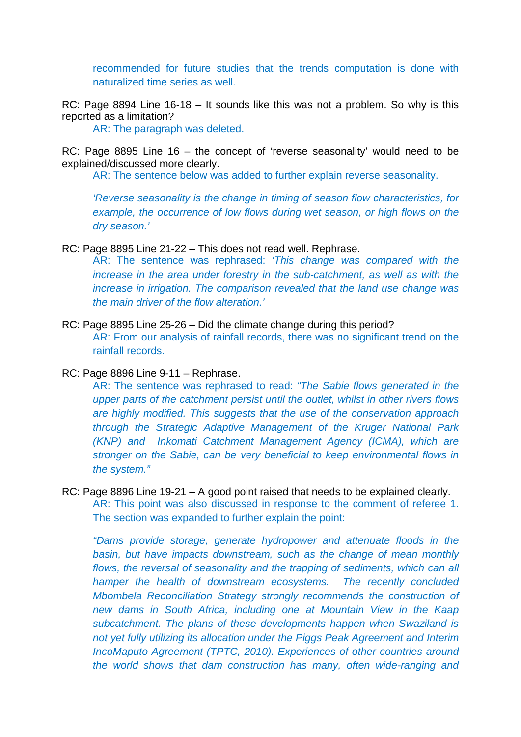recommended for future studies that the trends computation is done with naturalized time series as well.

RC: Page 8894 Line 16-18 – It sounds like this was not a problem. So why is this reported as a limitation?

AR: The paragraph was deleted.

RC: Page 8895 Line 16 – the concept of 'reverse seasonality' would need to be explained/discussed more clearly.

AR: The sentence below was added to further explain reverse seasonality.

*'Reverse seasonality is the change in timing of season flow characteristics, for example, the occurrence of low flows during wet season, or high flows on the dry season.'*

RC: Page 8895 Line 21-22 – This does not read well. Rephrase.

AR: The sentence was rephrased: *'This change was compared with the increase in the area under forestry in the sub-catchment, as well as with the increase in irrigation. The comparison revealed that the land use change was the main driver of the flow alteration.'*

RC: Page 8895 Line 25-26 – Did the climate change during this period?

AR: From our analysis of rainfall records, there was no significant trend on the rainfall records.

RC: Page 8896 Line 9-11 – Rephrase.

AR: The sentence was rephrased to read: *"The Sabie flows generated in the upper parts of the catchment persist until the outlet, whilst in other rivers flows are highly modified. This suggests that the use of the conservation approach through the Strategic Adaptive Management of the Kruger National Park (KNP) and Inkomati Catchment Management Agency (ICMA), which are stronger on the Sabie, can be very beneficial to keep environmental flows in the system."*

RC: Page 8896 Line 19-21 – A good point raised that needs to be explained clearly.

AR: This point was also discussed in response to the comment of referee 1. The section was expanded to further explain the point:

*"Dams provide storage, generate hydropower and attenuate floods in the basin, but have impacts downstream, such as the change of mean monthly flows, the reversal of seasonality and the trapping of sediments, which can all hamper the health of downstream ecosystems. The recently concluded Mbombela Reconciliation Strategy strongly recommends the construction of new dams in South Africa, including one at Mountain View in the Kaap subcatchment. The plans of these developments happen when Swaziland is not yet fully utilizing its allocation under the Piggs Peak Agreement and Interim IncoMaputo Agreement (TPTC, 2010). Experiences of other countries around the world shows that dam construction has many, often wide-ranging and*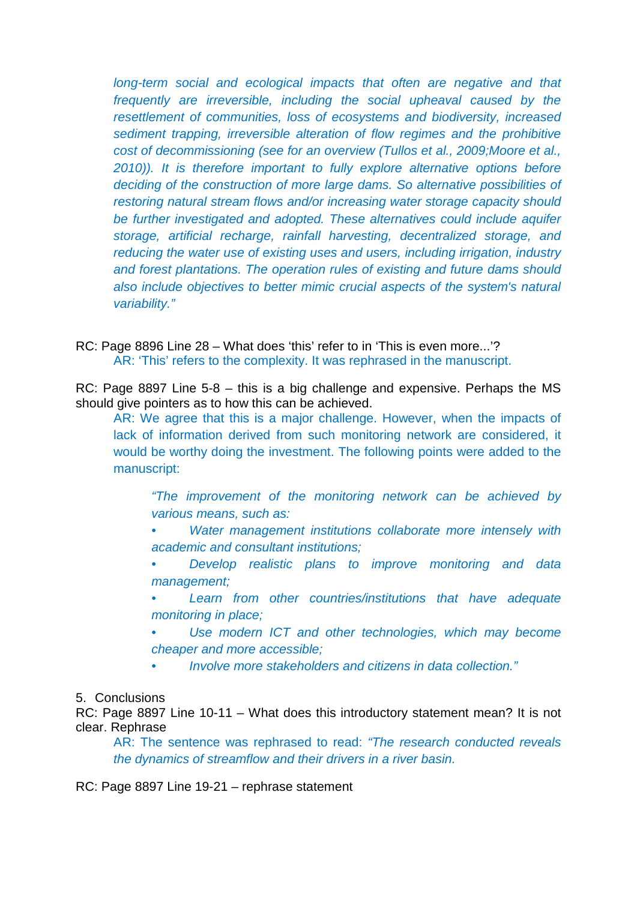*long-term social and ecological impacts that often are negative and that frequently are irreversible, including the social upheaval caused by the resettlement of communities, loss of ecosystems and biodiversity, increased sediment trapping, irreversible alteration of flow regimes and the prohibitive cost of decommissioning (see for an overview (Tullos et al., 2009;Moore et al., 2010)). It is therefore important to fully explore alternative options before deciding of the construction of more large dams. So alternative possibilities of restoring natural stream flows and/or increasing water storage capacity should be further investigated and adopted. These alternatives could include aquifer storage, artificial recharge, rainfall harvesting, decentralized storage, and reducing the water use of existing uses and users, including irrigation, industry and forest plantations. The operation rules of existing and future dams should also include objectives to better mimic crucial aspects of the system's natural variability."*

RC: Page 8896 Line 28 – What does 'this' refer to in 'This is even more...'?

AR: 'This' refers to the complexity. It was rephrased in the manuscript.

RC: Page 8897 Line 5-8 – this is a big challenge and expensive. Perhaps the MS should give pointers as to how this can be achieved.

AR: We agree that this is a major challenge. However, when the impacts of lack of information derived from such monitoring network are considered, it would be worthy doing the investment. The following points were added to the manuscript:

> *"The improvement of the monitoring network can be achieved by various means, such as:*
>
> - *Water management institutions collaborate more intensely with academic and consultant institutions;*
> - *Develop realistic plans to improve monitoring and data management;*
> - *Learn from other countries/institutions that have adequate monitoring in place;*
> - *Use modern ICT and other technologies, which may become cheaper and more accessible;*
> - *Involve more stakeholders and citizens in data collection."*

5. Conclusions

RC: Page 8897 Line 10-11 – What does this introductory statement mean? It is not clear. Rephrase

AR: The sentence was rephrased to read: *"The research conducted reveals the dynamics of streamflow and their drivers in a river basin.*

RC: Page 8897 Line 19-21 – rephrase statement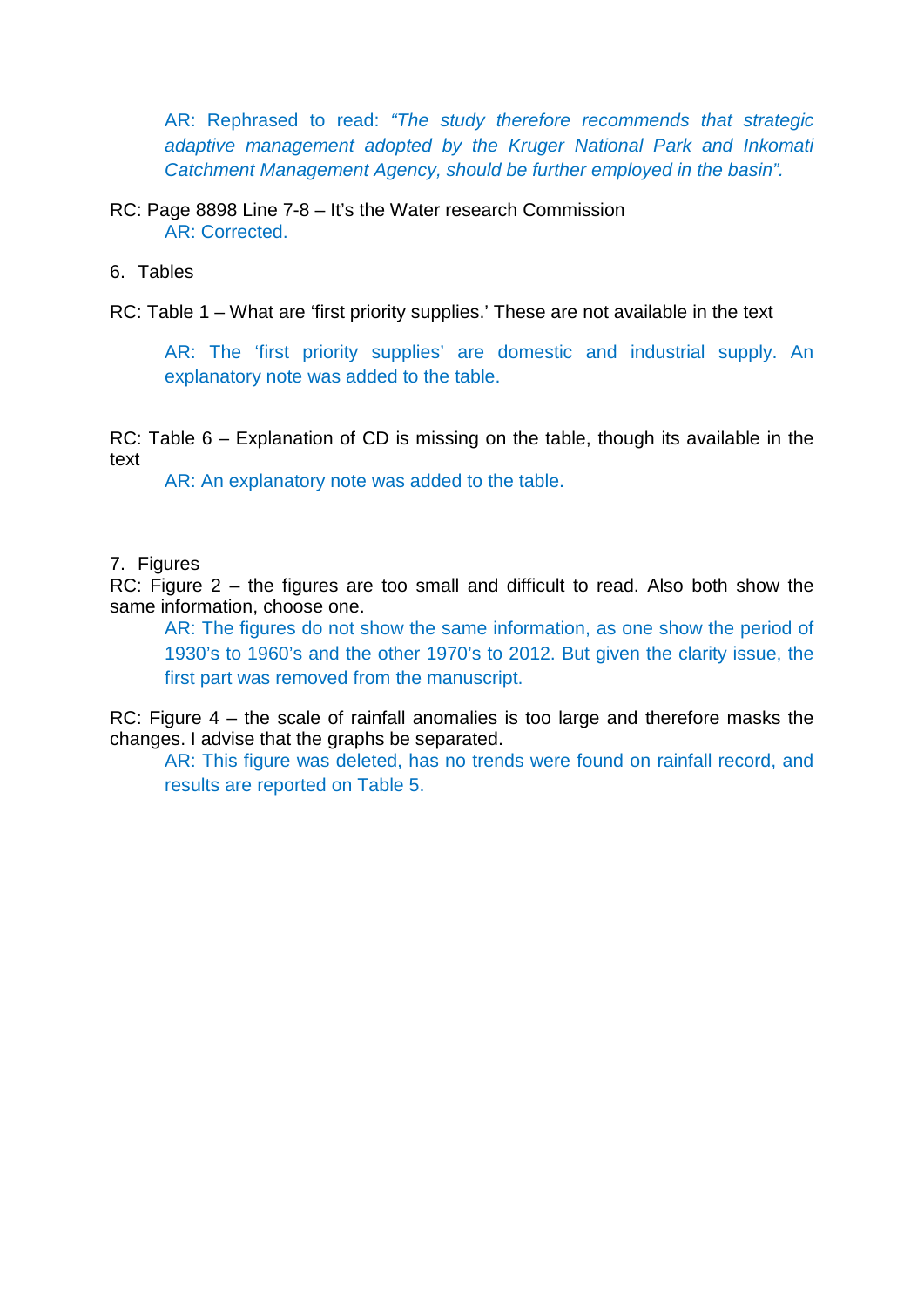AR: Rephrased to read: *"The study therefore recommends that strategic adaptive management adopted by the Kruger National Park and Inkomati Catchment Management Agency, should be further employed in the basin".*

RC: Page 8898 Line 7-8 – It's the Water research Commission

AR: Corrected.

6. Tables

RC: Table 1 – What are 'first priority supplies.' These are not available in the text

AR: The 'first priority supplies' are domestic and industrial supply. An explanatory note was added to the table.

RC: Table 6 – Explanation of CD is missing on the table, though its available in the text

AR: An explanatory note was added to the table.

7. Figures

RC: Figure 2 – the figures are too small and difficult to read. Also both show the same information, choose one.

AR: The figures do not show the same information, as one show the period of 1930's to 1960's and the other 1970's to 2012. But given the clarity issue, the first part was removed from the manuscript.

RC: Figure 4 – the scale of rainfall anomalies is too large and therefore masks the changes. I advise that the graphs be separated.

AR: This figure was deleted, has no trends were found on rainfall record, and results are reported on Table 5.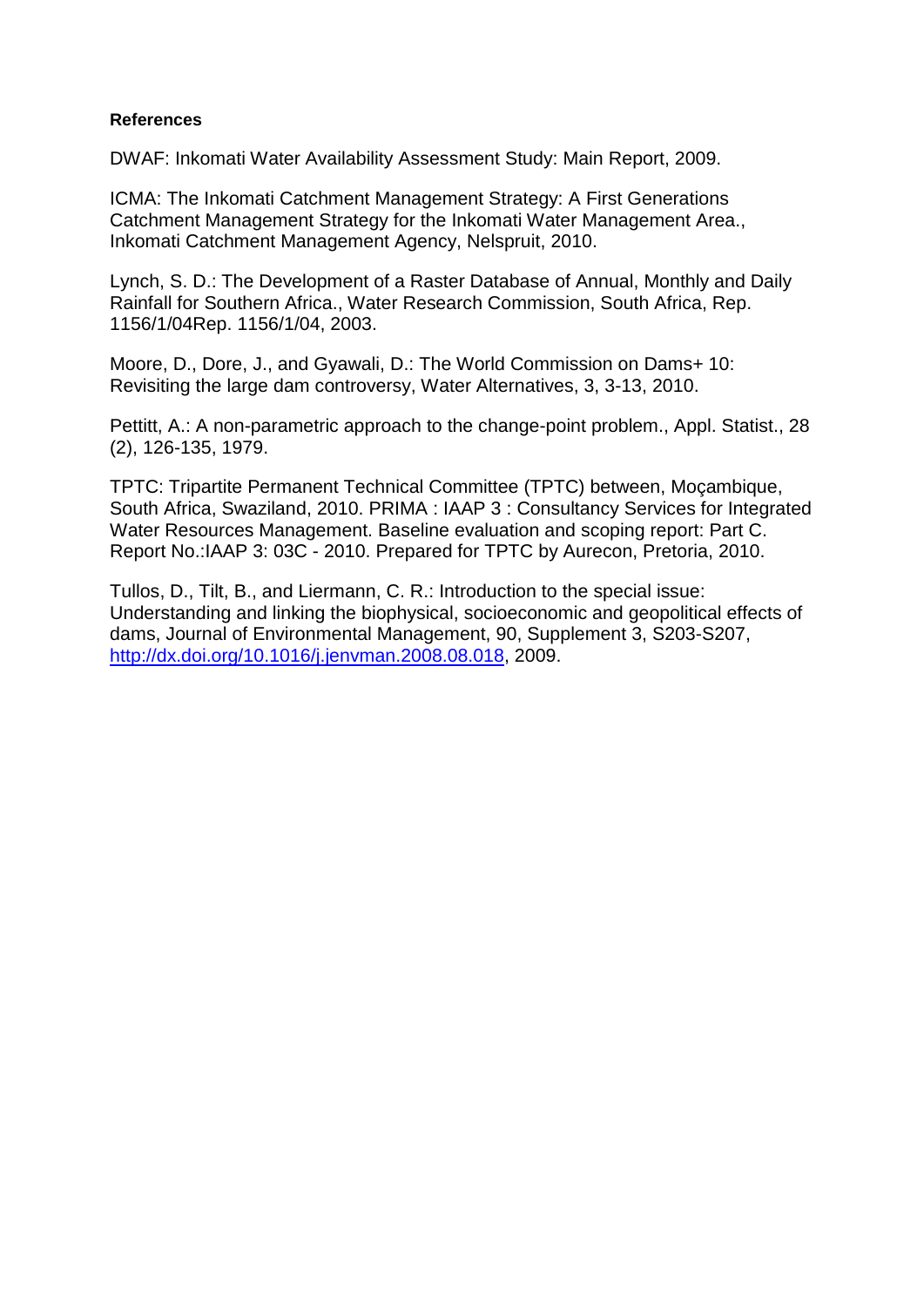**References**

DWAF: Inkomati Water Availability Assessment Study: Main Report, 2009.

ICMA: The Inkomati Catchment Management Strategy: A First Generations Catchment Management Strategy for the Inkomati Water Management Area., Inkomati Catchment Management Agency, Nelspruit, 2010.

Lynch, S. D.: The Development of a Raster Database of Annual, Monthly and Daily Rainfall for Southern Africa., Water Research Commission, South Africa, Rep. 1156/1/04Rep. 1156/1/04, 2003.

Moore, D., Dore, J., and Gyawali, D.: The World Commission on Dams+ 10: Revisiting the large dam controversy, Water Alternatives, 3, 3-13, 2010.

Pettitt, A.: A non-parametric approach to the change-point problem., Appl. Statist., 28 (2), 126-135, 1979.

TPTC: Tripartite Permanent Technical Committee (TPTC) between, Moçambique, South Africa, Swaziland, 2010. PRIMA : IAAP 3 : Consultancy Services for Integrated Water Resources Management. Baseline evaluation and scoping report: Part C. Report No.:IAAP 3: 03C - 2010. Prepared for TPTC by Aurecon, Pretoria, 2010.

Tullos, D., Tilt, B., and Liermann, C. R.: Introduction to the special issue: Understanding and linking the biophysical, socioeconomic and geopolitical effects of dams, Journal of Environmental Management, 90, Supplement 3, S203-S207, http://dx.doi.org/10.1016/j.jenvman.2008.08.018, 2009.